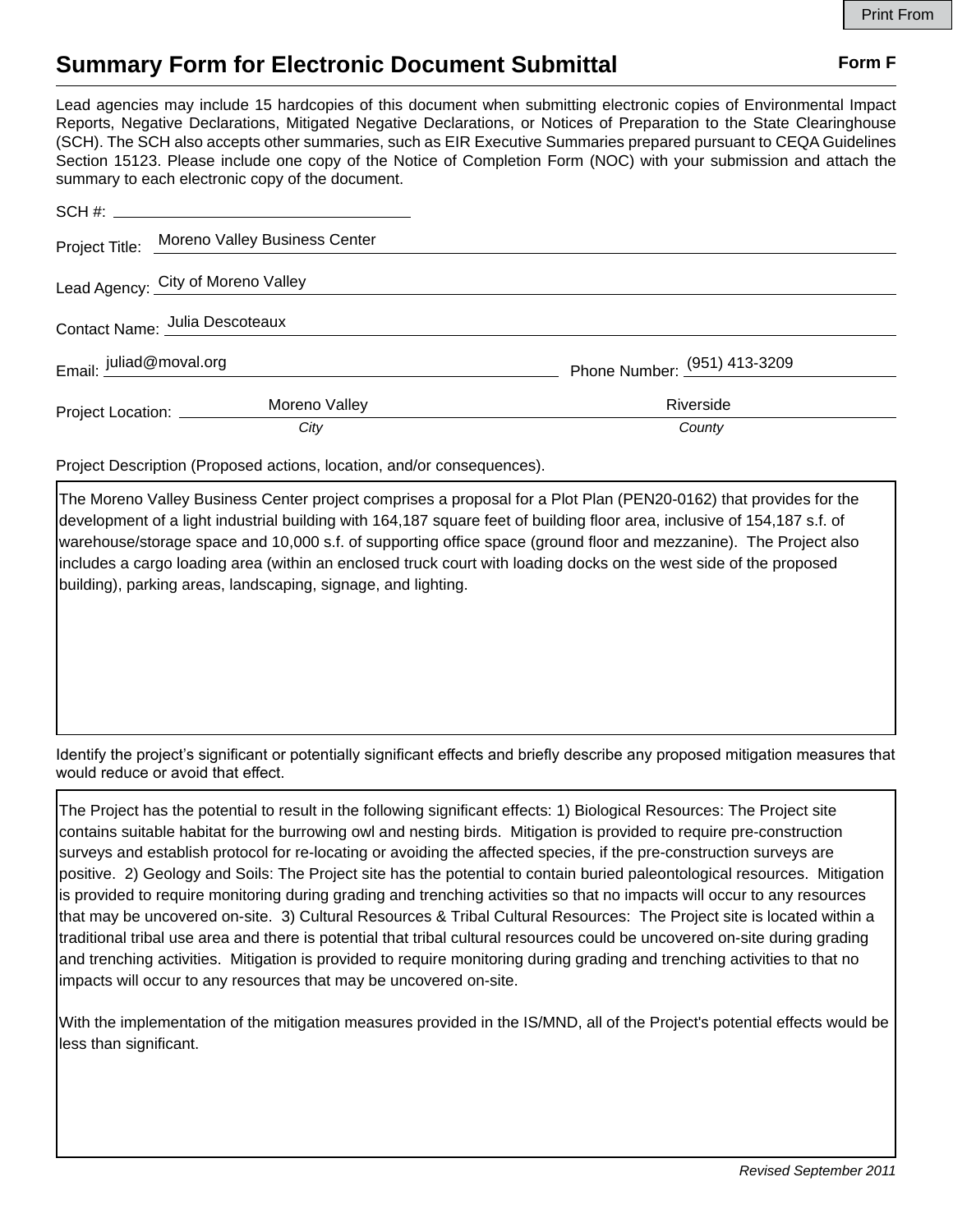# Summary Form for Electronic Document Submittal

**Form F**

Lead agencies may include 15 hardcopies of this document when submitting electronic copies of Environmental Impact Reports, Negative Declarations, Mitigated Negative Declarations, or Notices of Preparation to the State Clearinghouse (SCH). The SCH also accepts other summaries, such as EIR Executive Summaries prepared pursuant to CEQA Guidelines Section 15123. Please include one copy of the Notice of Completion Form (NOC) with your submission and attach the summary to each electronic copy of the document.

SCH #: 

Project Title: Moreno Valley Business Center

Lead Agency: City of Moreno Valley

Contact Name: Julia Descoteaux

Email: juliad@moval.org  Phone Number: (951) 413-3209

Project Location: Moreno Valley (*City*)  Riverside (*County*)

Project Description (Proposed actions, location, and/or consequences).

The Moreno Valley Business Center project comprises a proposal for a Plot Plan (PEN20-0162) that provides for the development of a light industrial building with 164,187 square feet of building floor area, inclusive of 154,187 s.f. of warehouse/storage space and 10,000 s.f. of supporting office space (ground floor and mezzanine). The Project also includes a cargo loading area (within an enclosed truck court with loading docks on the west side of the proposed building), parking areas, landscaping, signage, and lighting.

Identify the project's significant or potentially significant effects and briefly describe any proposed mitigation measures that would reduce or avoid that effect.

The Project has the potential to result in the following significant effects: 1) Biological Resources: The Project site contains suitable habitat for the burrowing owl and nesting birds. Mitigation is provided to require pre-construction surveys and establish protocol for re-locating or avoiding the affected species, if the pre-construction surveys are positive. 2) Geology and Soils: The Project site has the potential to contain buried paleontological resources. Mitigation is provided to require monitoring during grading and trenching activities so that no impacts will occur to any resources that may be uncovered on-site. 3) Cultural Resources & Tribal Cultural Resources: The Project site is located within a traditional tribal use area and there is potential that tribal cultural resources could be uncovered on-site during grading and trenching activities. Mitigation is provided to require monitoring during grading and trenching activities to that no impacts will occur to any resources that may be uncovered on-site.

With the implementation of the mitigation measures provided in the IS/MND, all of the Project's potential effects would be less than significant.

*Revised September 2011*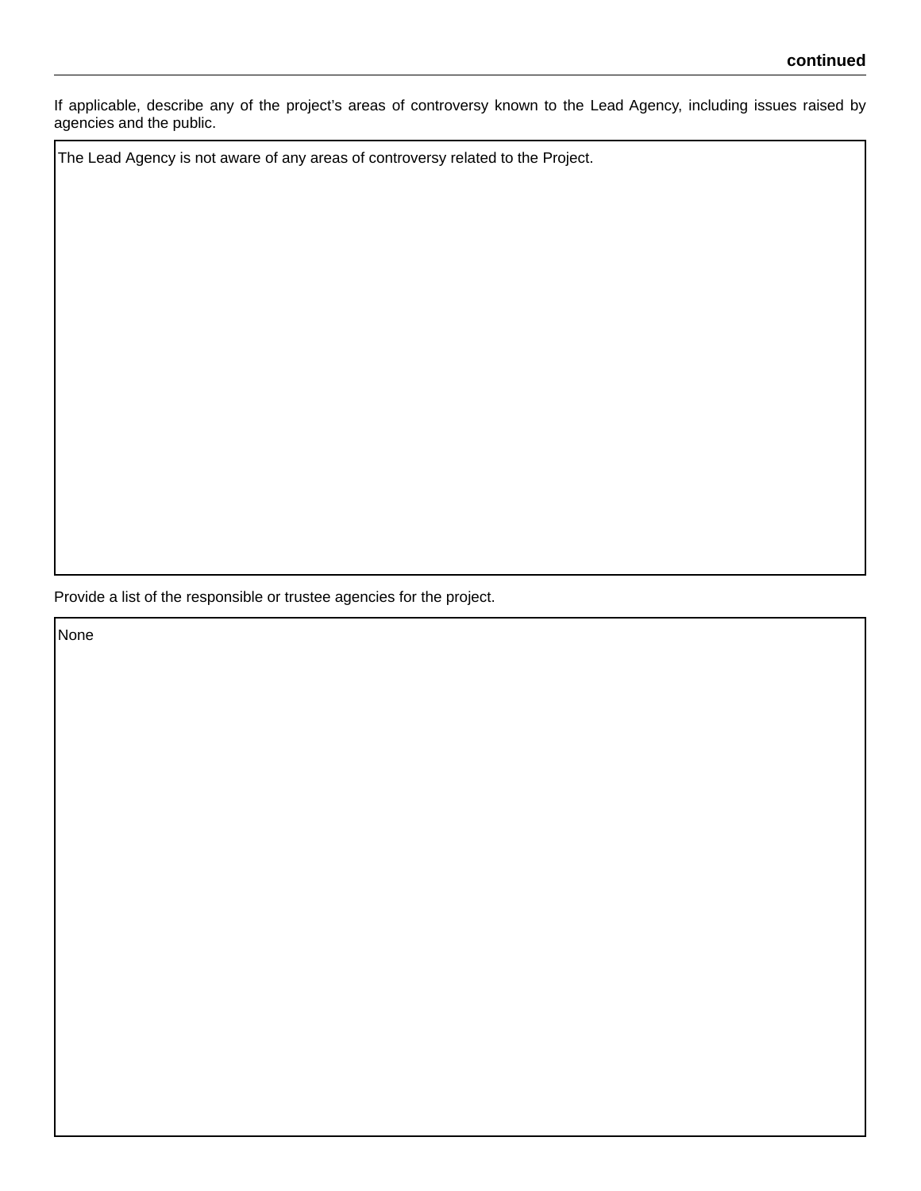If applicable, describe any of the project's areas of controversy known to the Lead Agency, including issues raised by agencies and the public.

The Lead Agency is not aware of any areas of controversy related to the Project.

Provide a list of the responsible or trustee agencies for the project.

None